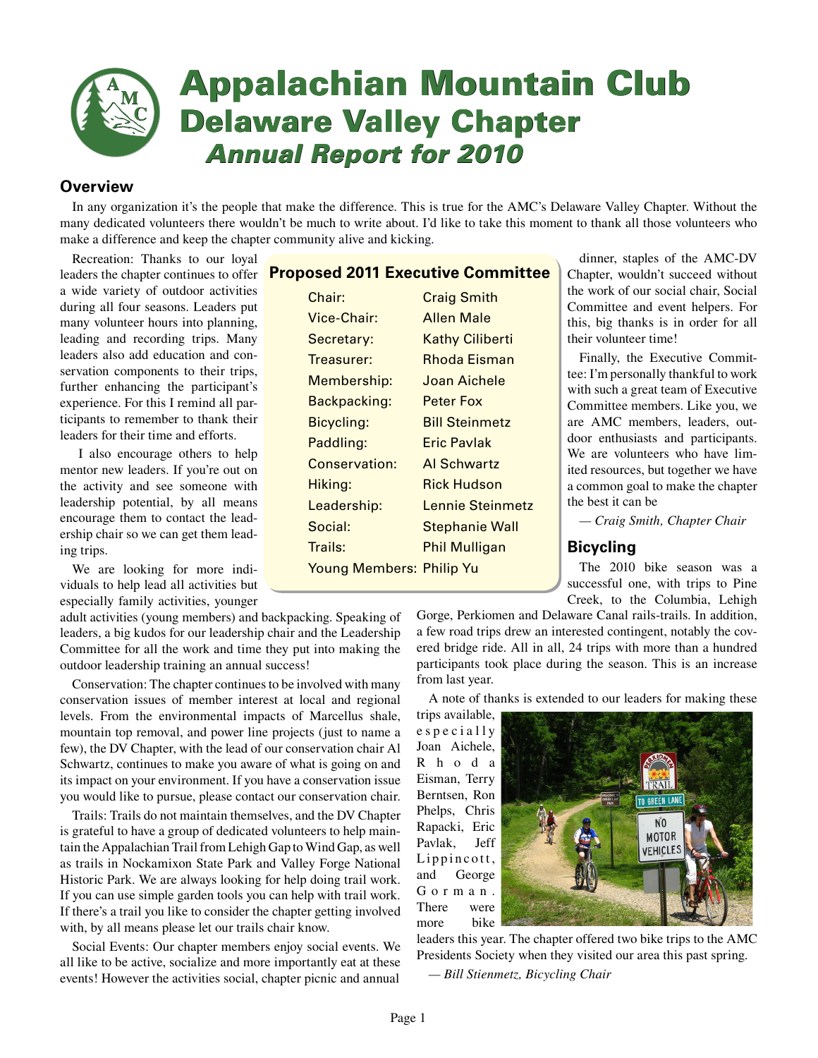# Appalachian Mountain Club
## Delaware Valley Chapter
### *Annual Report for 2010*

## Overview

In any organization it's the people that make the difference. This is true for the AMC's Delaware Valley Chapter. Without the many dedicated volunteers there wouldn't be much to write about. I'd like to take this moment to thank all those volunteers who make a difference and keep the chapter community alive and kicking.

Recreation: Thanks to our loyal leaders the chapter continues to offer a wide variety of outdoor activities during all four seasons. Leaders put many volunteer hours into planning, leading and recording trips. Many leaders also add education and conservation components to their trips, further enhancing the participant's experience. For this I remind all participants to remember to thank their leaders for their time and efforts.

I also encourage others to help mentor new leaders. If you're out on the activity and see someone with leadership potential, by all means encourage them to contact the leadership chair so we can get them leading trips.

We are looking for more individuals to help lead all activities but especially family activities, younger adult activities (young members) and backpacking. Speaking of leaders, a big kudos for our leadership chair and the Leadership Committee for all the work and time they put into making the outdoor leadership training an annual success!

Conservation: The chapter continues to be involved with many conservation issues of member interest at local and regional levels. From the environmental impacts of Marcellus shale, mountain top removal, and power line projects (just to name a few), the DV Chapter, with the lead of our conservation chair Al Schwartz, continues to make you aware of what is going on and its impact on your environment. If you have a conservation issue you would like to pursue, please contact our conservation chair.

Trails: Trails do not maintain themselves, and the DV Chapter is grateful to have a group of dedicated volunteers to help maintain the Appalachian Trail from Lehigh Gap to Wind Gap, as well as trails in Nockamixon State Park and Valley Forge National Historic Park. We are always looking for help doing trail work. If you can use simple garden tools you can help with trail work. If there's a trail you like to consider the chapter getting involved with, by all means please let our trails chair know.

Social Events: Our chapter members enjoy social events. We all like to be active, socialize and more importantly eat at these events! However the activities social, chapter picnic and annual dinner, staples of the AMC-DV Chapter, wouldn't succeed without the work of our social chair, Social Committee and event helpers. For this, big thanks is in order for all their volunteer time!

Finally, the Executive Committee: I'm personally thankful to work with such a great team of Executive Committee members. Like you, we are AMC members, leaders, outdoor enthusiasts and participants. We are volunteers who have limited resources, but together we have a common goal to make the chapter the best it can be

*— Craig Smith, Chapter Chair*

### Proposed 2011 Executive Committee

| | |
|---|---|
| Chair: | Craig Smith |
| Vice-Chair: | Allen Male |
| Secretary: | Kathy Ciliberti |
| Treasurer: | Rhoda Eisman |
| Membership: | Joan Aichele |
| Backpacking: | Peter Fox |
| Bicycling: | Bill Steinmetz |
| Paddling: | Eric Pavlak |
| Conservation: | Al Schwartz |
| Hiking: | Rick Hudson |
| Leadership: | Lennie Steinmetz |
| Social: | Stephanie Wall |
| Trails: | Phil Mulligan |
| Young Members: | Philip Yu |

## Bicycling

The 2010 bike season was a successful one, with trips to Pine Creek, to the Columbia, Lehigh Gorge, Perkiomen and Delaware Canal rails-trails. In addition, a few road trips drew an interested contingent, notably the covered bridge ride. All in all, 24 trips with more than a hundred participants took place during the season. This is an increase from last year.

A note of thanks is extended to our leaders for making these trips available, especially Joan Aichele, Rhoda Eisman, Terry Berntsen, Ron Phelps, Chris Rapacki, Eric Pavlak, Jeff Lippincott, and George Gorman. There were more bike leaders this year. The chapter offered two bike trips to the AMC Presidents Society when they visited our area this past spring.

*— Bill Stienmetz, Bicycling Chair*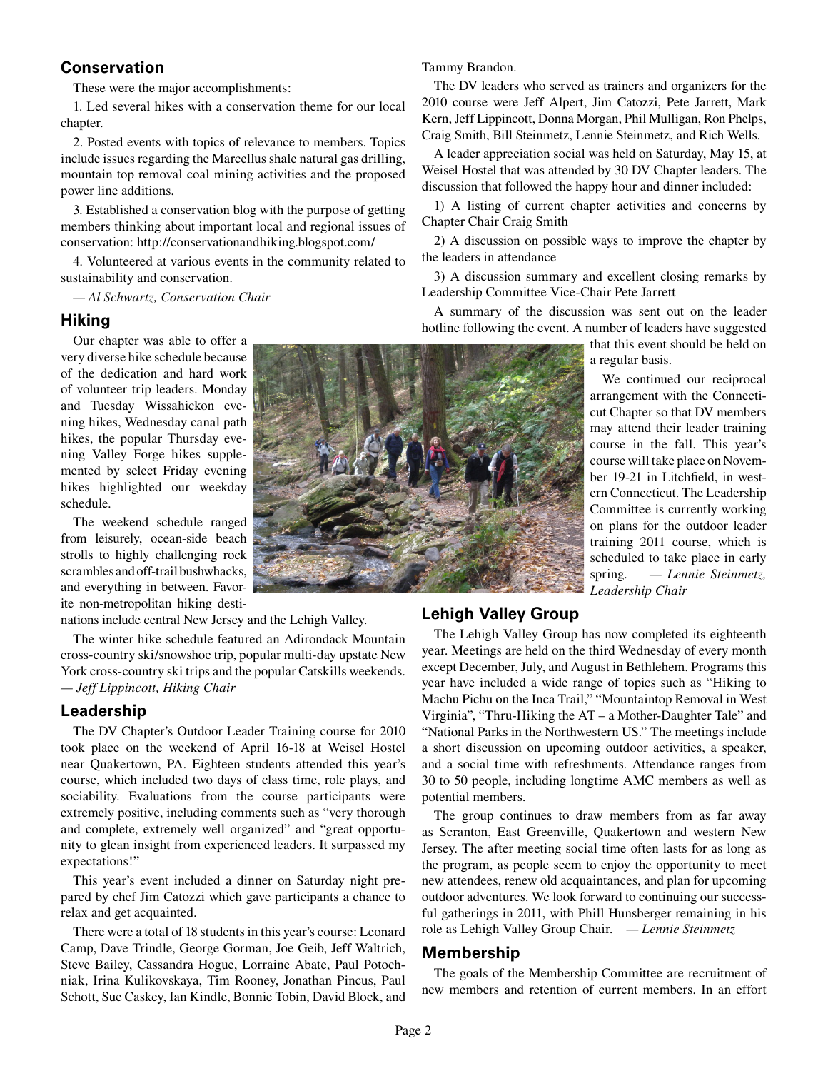## Conservation

These were the major accomplishments:

1. Led several hikes with a conservation theme for our local chapter.

2. Posted events with topics of relevance to members. Topics include issues regarding the Marcellus shale natural gas drilling, mountain top removal coal mining activities and the proposed power line additions.

3. Established a conservation blog with the purpose of getting members thinking about important local and regional issues of conservation: http://conservationandhiking.blogspot.com/

4. Volunteered at various events in the community related to sustainability and conservation.

*— Al Schwartz, Conservation Chair*

## Hiking

Our chapter was able to offer a very diverse hike schedule because of the dedication and hard work of volunteer trip leaders. Monday and Tuesday Wissahickon evening hikes, Wednesday canal path hikes, the popular Thursday evening Valley Forge hikes supplemented by select Friday evening hikes highlighted our weekday schedule.

The weekend schedule ranged from leisurely, ocean-side beach strolls to highly challenging rock scrambles and off-trail bushwhacks, and everything in between. Favorite non-metropolitan hiking destinations include central New Jersey and the Lehigh Valley.

The winter hike schedule featured an Adirondack Mountain cross-country ski/snowshoe trip, popular multi-day upstate New York cross-country ski trips and the popular Catskills weekends. *— Jeff Lippincott, Hiking Chair*

## Leadership

The DV Chapter's Outdoor Leader Training course for 2010 took place on the weekend of April 16-18 at Weisel Hostel near Quakertown, PA. Eighteen students attended this year's course, which included two days of class time, role plays, and sociability. Evaluations from the course participants were extremely positive, including comments such as "very thorough and complete, extremely well organized" and "great opportunity to glean insight from experienced leaders. It surpassed my expectations!"

This year's event included a dinner on Saturday night prepared by chef Jim Catozzi which gave participants a chance to relax and get acquainted.

There were a total of 18 students in this year's course: Leonard Camp, Dave Trindle, George Gorman, Joe Geib, Jeff Waltrich, Steve Bailey, Cassandra Hogue, Lorraine Abate, Paul Potochniak, Irina Kulikovskaya, Tim Rooney, Jonathan Pincus, Paul Schott, Sue Caskey, Ian Kindle, Bonnie Tobin, David Block, and Tammy Brandon.

The DV leaders who served as trainers and organizers for the 2010 course were Jeff Alpert, Jim Catozzi, Pete Jarrett, Mark Kern, Jeff Lippincott, Donna Morgan, Phil Mulligan, Ron Phelps, Craig Smith, Bill Steinmetz, Lennie Steinmetz, and Rich Wells.

A leader appreciation social was held on Saturday, May 15, at Weisel Hostel that was attended by 30 DV Chapter leaders. The discussion that followed the happy hour and dinner included:

1) A listing of current chapter activities and concerns by Chapter Chair Craig Smith

2) A discussion on possible ways to improve the chapter by the leaders in attendance

3) A discussion summary and excellent closing remarks by Leadership Committee Vice-Chair Pete Jarrett

A summary of the discussion was sent out on the leader hotline following the event. A number of leaders have suggested that this event should be held on a regular basis.

We continued our reciprocal arrangement with the Connecticut Chapter so that DV members may attend their leader training course in the fall. This year's course will take place on November 19-21 in Litchfield, in western Connecticut. The Leadership Committee is currently working on plans for the outdoor leader training 2011 course, which is scheduled to take place in early spring. *— Lennie Steinmetz, Leadership Chair*

## Lehigh Valley Group

The Lehigh Valley Group has now completed its eighteenth year. Meetings are held on the third Wednesday of every month except December, July, and August in Bethlehem. Programs this year have included a wide range of topics such as "Hiking to Machu Pichu on the Inca Trail," "Mountaintop Removal in West Virginia", "Thru-Hiking the AT – a Mother-Daughter Tale" and "National Parks in the Northwestern US." The meetings include a short discussion on upcoming outdoor activities, a speaker, and a social time with refreshments. Attendance ranges from 30 to 50 people, including longtime AMC members as well as potential members.

The group continues to draw members from as far away as Scranton, East Greenville, Quakertown and western New Jersey. The after meeting social time often lasts for as long as the program, as people seem to enjoy the opportunity to meet new attendees, renew old acquaintances, and plan for upcoming outdoor adventures. We look forward to continuing our successful gatherings in 2011, with Phill Hunsberger remaining in his role as Lehigh Valley Group Chair. *— Lennie Steinmetz*

## Membership

The goals of the Membership Committee are recruitment of new members and retention of current members. In an effort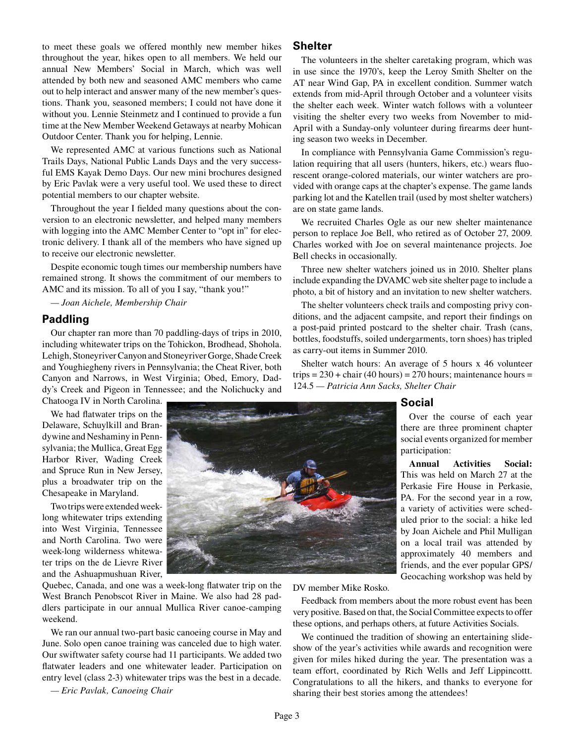to meet these goals we offered monthly new member hikes throughout the year, hikes open to all members. We held our annual New Members' Social in March, which was well attended by both new and seasoned AMC members who came out to help interact and answer many of the new member's questions. Thank you, seasoned members; I could not have done it without you. Lennie Steinmetz and I continued to provide a fun time at the New Member Weekend Getaways at nearby Mohican Outdoor Center. Thank you for helping, Lennie.

We represented AMC at various functions such as National Trails Days, National Public Lands Days and the very successful EMS Kayak Demo Days. Our new mini brochures designed by Eric Pavlak were a very useful tool. We used these to direct potential members to our chapter website.

Throughout the year I fielded many questions about the conversion to an electronic newsletter, and helped many members with logging into the AMC Member Center to "opt in" for electronic delivery. I thank all of the members who have signed up to receive our electronic newsletter.

Despite economic tough times our membership numbers have remained strong. It shows the commitment of our members to AMC and its mission. To all of you I say, "thank you!"

*— Joan Aichele, Membership Chair*

## Paddling

Our chapter ran more than 70 paddling-days of trips in 2010, including whitewater trips on the Tohickon, Brodhead, Shohola. Lehigh, Stoneyriver Canyon and Stoneyriver Gorge, Shade Creek and Youghiegheny rivers in Pennsylvania; the Cheat River, both Canyon and Narrows, in West Virginia; Obed, Emory, Daddy's Creek and Pigeon in Tennessee; and the Nolichucky and Chatooga IV in North Carolina.

We had flatwater trips on the Delaware, Schuylkill and Brandywine and Neshaminy in Pennsylvania; the Mullica, Great Egg Harbor River, Wading Creek and Spruce Run in New Jersey, plus a broadwater trip on the Chesapeake in Maryland.

Two trips were extended week-long whitewater trips extending into West Virginia, Tennessee and North Carolina. Two were week-long wilderness whitewater trips on the de Lievre River and the Ashuapmushuan River, Quebec, Canada, and one was a week-long flatwater trip on the West Branch Penobscot River in Maine. We also had 28 paddlers participate in our annual Mullica River canoe-camping weekend.

We ran our annual two-part basic canoeing course in May and June. Solo open canoe training was canceled due to high water. Our swiftwater safety course had 11 participants. We added two flatwater leaders and one whitewater leader. Participation on entry level (class 2-3) whitewater trips was the best in a decade.

*— Eric Pavlak, Canoeing Chair*

## Shelter

The volunteers in the shelter caretaking program, which was in use since the 1970's, keep the Leroy Smith Shelter on the AT near Wind Gap, PA in excellent condition. Summer watch extends from mid-April through October and a volunteer visits the shelter each week. Winter watch follows with a volunteer visiting the shelter every two weeks from November to mid-April with a Sunday-only volunteer during firearms deer hunting season two weeks in December.

In compliance with Pennsylvania Game Commission's regulation requiring that all users (hunters, hikers, etc.) wears fluorescent orange-colored materials, our winter watchers are provided with orange caps at the chapter's expense. The game lands parking lot and the Katellen trail (used by most shelter watchers) are on state game lands.

We recruited Charles Ogle as our new shelter maintenance person to replace Joe Bell, who retired as of October 27, 2009. Charles worked with Joe on several maintenance projects. Joe Bell checks in occasionally.

Three new shelter watchers joined us in 2010. Shelter plans include expanding the DVAMC web site shelter page to include a photo, a bit of history and an invitation to new shelter watchers.

The shelter volunteers check trails and composting privy conditions, and the adjacent campsite, and report their findings on a post-paid printed postcard to the shelter chair. Trash (cans, bottles, foodstuffs, soiled undergarments, torn shoes) has tripled as carry-out items in Summer 2010.

Shelter watch hours: An average of 5 hours x 46 volunteer trips = 230 + chair (40 hours) = 270 hours; maintenance hours = 124.5 *— Patricia Ann Sacks, Shelter Chair*

## Social

Over the course of each year there are three prominent chapter social events organized for member participation:

**Annual Activities Social:** This was held on March 27 at the Perkasie Fire House in Perkasie, PA. For the second year in a row, a variety of activities were scheduled prior to the social: a hike led by Joan Aichele and Phil Mulligan on a local trail was attended by approximately 40 members and friends, and the ever popular GPS/Geocaching workshop was held by DV member Mike Rosko.

Feedback from members about the more robust event has been very positive. Based on that, the Social Committee expects to offer these options, and perhaps others, at future Activities Socials.

We continued the tradition of showing an entertaining slideshow of the year's activities while awards and recognition were given for miles hiked during the year. The presentation was a team effort, coordinated by Rich Wells and Jeff Lippincottt. Congratulations to all the hikers, and thanks to everyone for sharing their best stories among the attendees!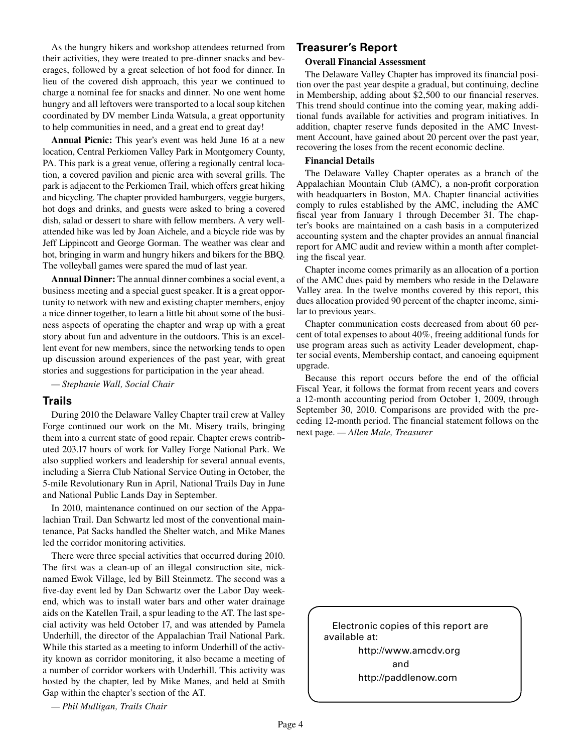As the hungry hikers and workshop attendees returned from their activities, they were treated to pre-dinner snacks and beverages, followed by a great selection of hot food for dinner. In lieu of the covered dish approach, this year we continued to charge a nominal fee for snacks and dinner. No one went home hungry and all leftovers were transported to a local soup kitchen coordinated by DV member Linda Watsula, a great opportunity to help communities in need, and a great end to great day!

**Annual Picnic:** This year's event was held June 16 at a new location, Central Perkiomen Valley Park in Montgomery County, PA. This park is a great venue, offering a regionally central location, a covered pavilion and picnic area with several grills. The park is adjacent to the Perkiomen Trail, which offers great hiking and bicycling. The chapter provided hamburgers, veggie burgers, hot dogs and drinks, and guests were asked to bring a covered dish, salad or dessert to share with fellow members. A very well-attended hike was led by Joan Aichele, and a bicycle ride was by Jeff Lippincott and George Gorman. The weather was clear and hot, bringing in warm and hungry hikers and bikers for the BBQ. The volleyball games were spared the mud of last year.

**Annual Dinner:** The annual dinner combines a social event, a business meeting and a special guest speaker. It is a great opportunity to network with new and existing chapter members, enjoy a nice dinner together, to learn a little bit about some of the business aspects of operating the chapter and wrap up with a great story about fun and adventure in the outdoors. This is an excellent event for new members, since the networking tends to open up discussion around experiences of the past year, with great stories and suggestions for participation in the year ahead.

*— Stephanie Wall, Social Chair*

## Trails

During 2010 the Delaware Valley Chapter trail crew at Valley Forge continued our work on the Mt. Misery trails, bringing them into a current state of good repair. Chapter crews contributed 203.17 hours of work for Valley Forge National Park. We also supplied workers and leadership for several annual events, including a Sierra Club National Service Outing in October, the 5-mile Revolutionary Run in April, National Trails Day in June and National Public Lands Day in September.

In 2010, maintenance continued on our section of the Appalachian Trail. Dan Schwartz led most of the conventional maintenance, Pat Sacks handled the Shelter watch, and Mike Manes led the corridor monitoring activities.

There were three special activities that occurred during 2010. The first was a clean-up of an illegal construction site, nicknamed Ewok Village, led by Bill Steinmetz. The second was a five-day event led by Dan Schwartz over the Labor Day weekend, which was to install water bars and other water drainage aids on the Katellen Trail, a spur leading to the AT. The last special activity was held October 17, and was attended by Pamela Underhill, the director of the Appalachian Trail National Park. While this started as a meeting to inform Underhill of the activity known as corridor monitoring, it also became a meeting of a number of corridor workers with Underhill. This activity was hosted by the chapter, led by Mike Manes, and held at Smith Gap within the chapter's section of the AT.

*— Phil Mulligan, Trails Chair*

## Treasurer's Report

### Overall Financial Assessment

The Delaware Valley Chapter has improved its financial position over the past year despite a gradual, but continuing, decline in Membership, adding about $2,500 to our financial reserves. This trend should continue into the coming year, making additional funds available for activities and program initiatives. In addition, chapter reserve funds deposited in the AMC Investment Account, have gained about 20 percent over the past year, recovering the loses from the recent economic decline.

### Financial Details

The Delaware Valley Chapter operates as a branch of the Appalachian Mountain Club (AMC), a non-profit corporation with headquarters in Boston, MA. Chapter financial activities comply to rules established by the AMC, including the AMC fiscal year from January 1 through December 31. The chapter's books are maintained on a cash basis in a computerized accounting system and the chapter provides an annual financial report for AMC audit and review within a month after completing the fiscal year.

Chapter income comes primarily as an allocation of a portion of the AMC dues paid by members who reside in the Delaware Valley area. In the twelve months covered by this report, this dues allocation provided 90 percent of the chapter income, similar to previous years.

Chapter communication costs decreased from about 60 percent of total expenses to about 40%, freeing additional funds for use program areas such as activity Leader development, chapter social events, Membership contact, and canoeing equipment upgrade.

Because this report occurs before the end of the official Fiscal Year, it follows the format from recent years and covers a 12-month accounting period from October 1, 2009, through September 30, 2010. Comparisons are provided with the preceding 12-month period. The financial statement follows on the next page. *— Allen Male, Treasurer*

Electronic copies of this report are available at:

http://www.amcdv.org

and

http://paddlenow.com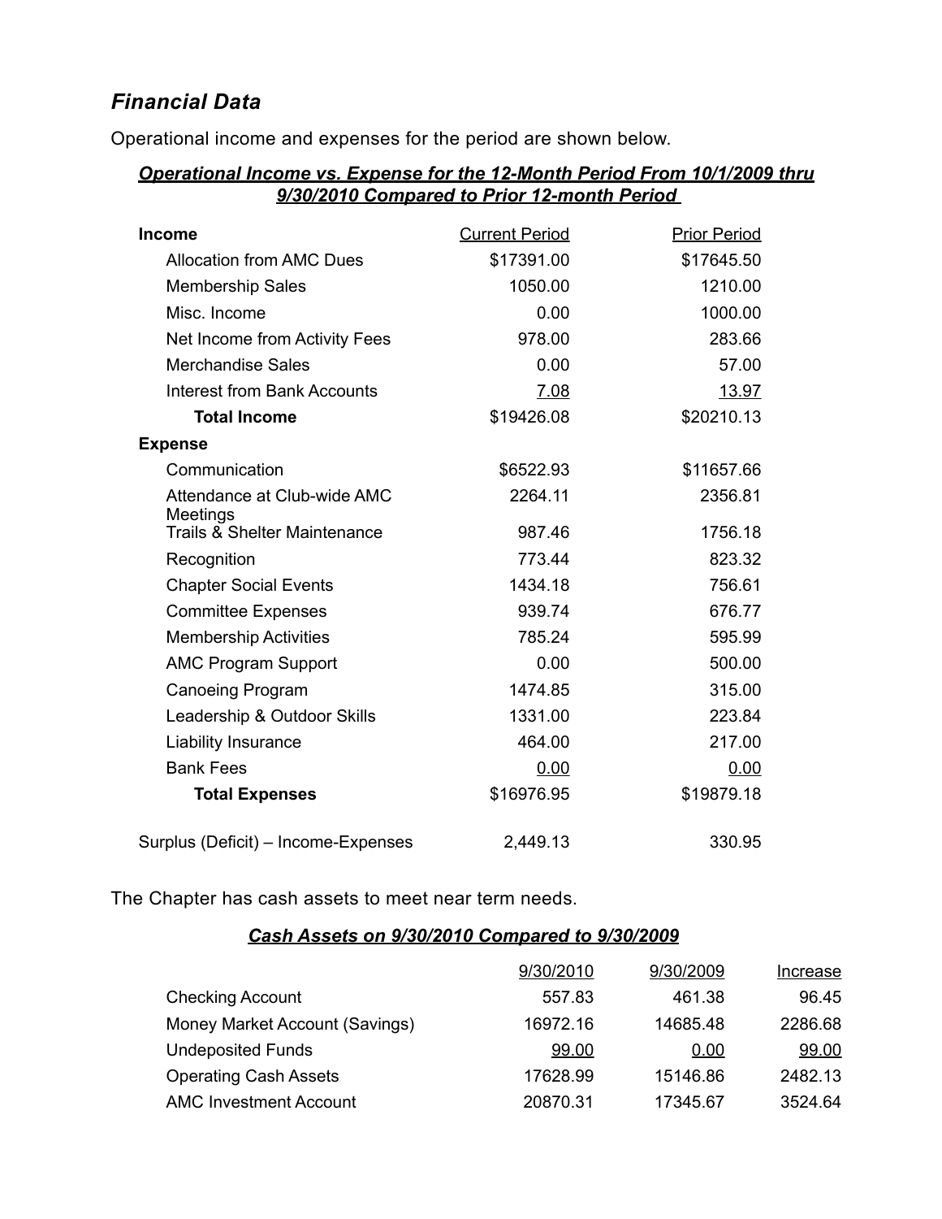## *Financial Data*

Operational income and expenses for the period are shown below.

***Operational Income vs. Expense for the 12-Month Period From 10/1/2009 thru 9/30/2010 Compared to Prior 12-month Period***

| **Income** | Current Period | Prior Period |
|---|---|---|
| Allocation from AMC Dues | $17391.00 | $17645.50 |
| Membership Sales | 1050.00 | 1210.00 |
| Misc. Income | 0.00 | 1000.00 |
| Net Income from Activity Fees | 978.00 | 283.66 |
| Merchandise Sales | 0.00 | 57.00 |
| Interest from Bank Accounts | 7.08 | 13.97 |
| **Total Income** | $19426.08 | $20210.13 |
| **Expense** | | |
| Communication | $6522.93 | $11657.66 |
| Attendance at Club-wide AMC Meetings | 2264.11 | 2356.81 |
| Trails & Shelter Maintenance | 987.46 | 1756.18 |
| Recognition | 773.44 | 823.32 |
| Chapter Social Events | 1434.18 | 756.61 |
| Committee Expenses | 939.74 | 676.77 |
| Membership Activities | 785.24 | 595.99 |
| AMC Program Support | 0.00 | 500.00 |
| Canoeing Program | 1474.85 | 315.00 |
| Leadership & Outdoor Skills | 1331.00 | 223.84 |
| Liability Insurance | 464.00 | 217.00 |
| Bank Fees | 0.00 | 0.00 |
| **Total Expenses** | $16976.95 | $19879.18 |
| Surplus (Deficit) – Income-Expenses | 2,449.13 | 330.95 |

The Chapter has cash assets to meet near term needs.

***Cash Assets on 9/30/2010 Compared to 9/30/2009***

| | 9/30/2010 | 9/30/2009 | Increase |
|---|---|---|---|
| Checking Account | 557.83 | 461.38 | 96.45 |
| Money Market Account (Savings) | 16972.16 | 14685.48 | 2286.68 |
| Undeposited Funds | 99.00 | 0.00 | 99.00 |
| Operating Cash Assets | 17628.99 | 15146.86 | 2482.13 |
| AMC Investment Account | 20870.31 | 17345.67 | 3524.64 |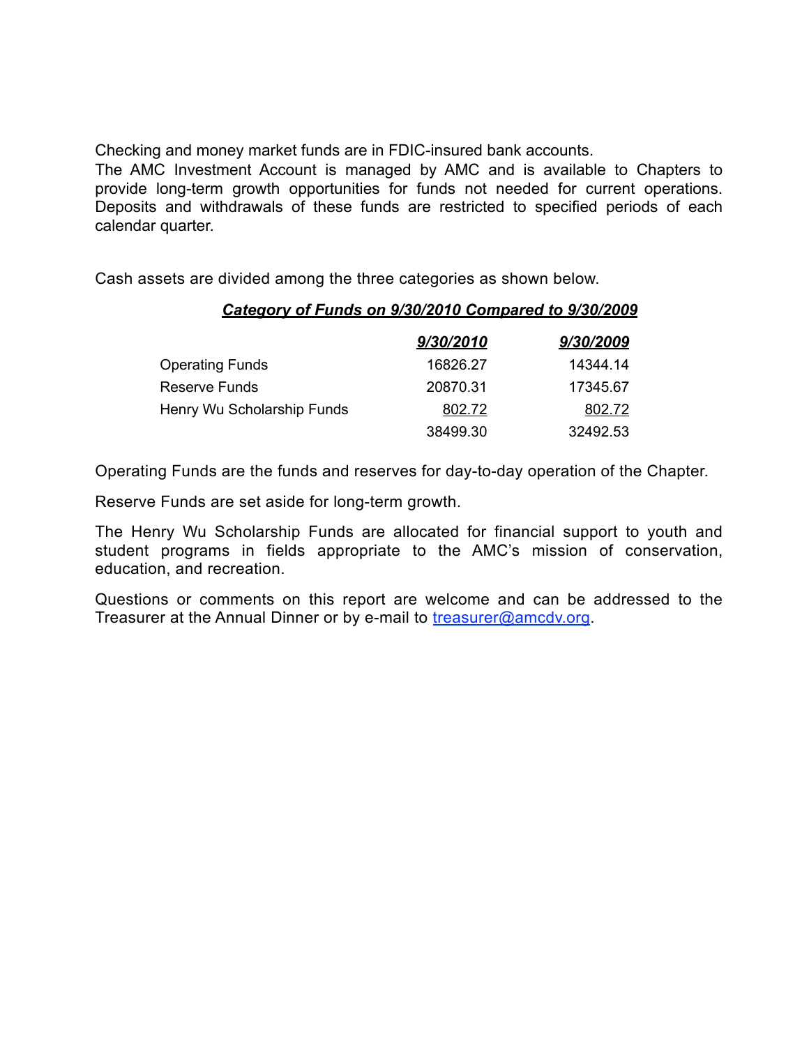Checking and money market funds are in FDIC-insured bank accounts.

The AMC Investment Account is managed by AMC and is available to Chapters to provide long-term growth opportunities for funds not needed for current operations. Deposits and withdrawals of these funds are restricted to specified periods of each calendar quarter.

Cash assets are divided among the three categories as shown below.

***Category of Funds on 9/30/2010 Compared to 9/30/2009***

| | *9/30/2010* | *9/30/2009* |
|---|---|---|
| Operating Funds | 16826.27 | 14344.14 |
| Reserve Funds | 20870.31 | 17345.67 |
| Henry Wu Scholarship Funds | 802.72 | 802.72 |
| | 38499.30 | 32492.53 |

Operating Funds are the funds and reserves for day-to-day operation of the Chapter.

Reserve Funds are set aside for long-term growth.

The Henry Wu Scholarship Funds are allocated for financial support to youth and student programs in fields appropriate to the AMC's mission of conservation, education, and recreation.

Questions or comments on this report are welcome and can be addressed to the Treasurer at the Annual Dinner or by e-mail to treasurer@amcdv.org.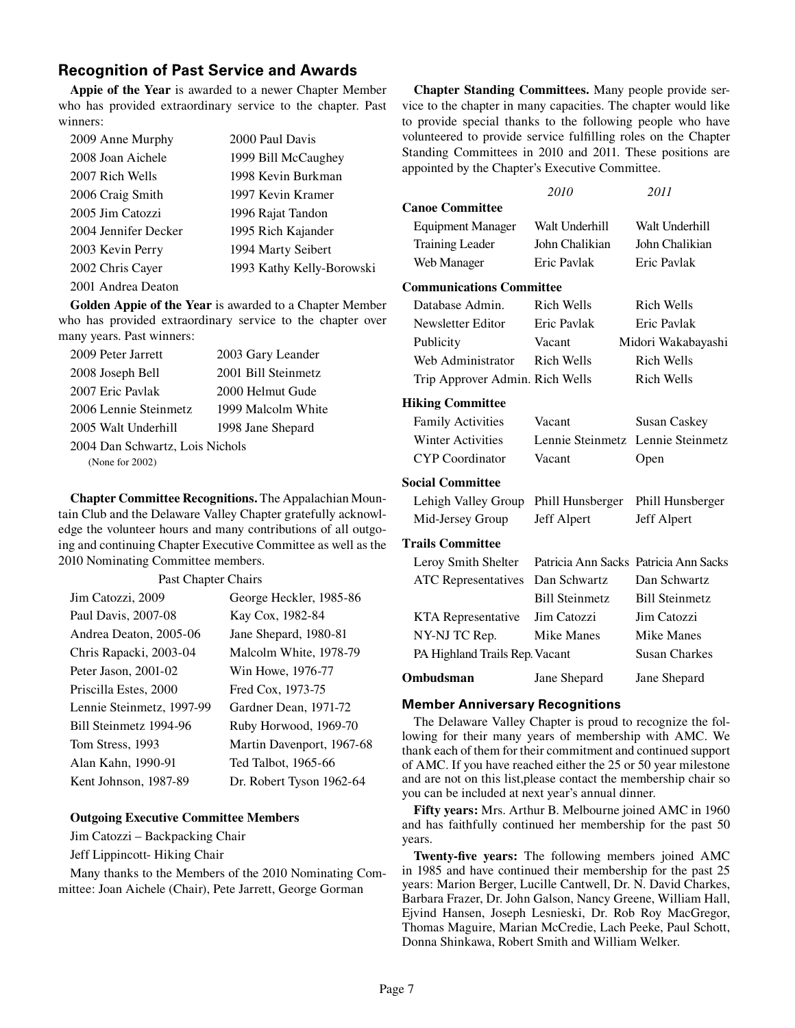## Recognition of Past Service and Awards

**Appie of the Year** is awarded to a newer Chapter Member who has provided extraordinary service to the chapter. Past winners:

| | |
|---|---|
| 2009 Anne Murphy | 2000 Paul Davis |
| 2008 Joan Aichele | 1999 Bill McCaughey |
| 2007 Rich Wells | 1998 Kevin Burkman |
| 2006 Craig Smith | 1997 Kevin Kramer |
| 2005 Jim Catozzi | 1996 Rajat Tandon |
| 2004 Jennifer Decker | 1995 Rich Kajander |
| 2003 Kevin Perry | 1994 Marty Seibert |
| 2002 Chris Cayer | 1993 Kathy Kelly-Borowski |
| 2001 Andrea Deaton | |

**Golden Appie of the Year** is awarded to a Chapter Member who has provided extraordinary service to the chapter over many years. Past winners:

| | |
|---|---|
| 2009 Peter Jarrett | 2003 Gary Leander |
| 2008 Joseph Bell | 2001 Bill Steinmetz |
| 2007 Eric Pavlak | 2000 Helmut Gude |
| 2006 Lennie Steinmetz | 1999 Malcolm White |
| 2005 Walt Underhill | 1998 Jane Shepard |
| 2004 Dan Schwartz, Lois Nichols | |

(None for 2002)

**Chapter Committee Recognitions.** The Appalachian Mountain Club and the Delaware Valley Chapter gratefully acknowledge the volunteer hours and many contributions of all outgoing and continuing Chapter Executive Committee as well as the 2010 Nominating Committee members.

Past Chapter Chairs

| | |
|---|---|
| Jim Catozzi, 2009 | George Heckler, 1985-86 |
| Paul Davis, 2007-08 | Kay Cox, 1982-84 |
| Andrea Deaton, 2005-06 | Jane Shepard, 1980-81 |
| Chris Rapacki, 2003-04 | Malcolm White, 1978-79 |
| Peter Jason, 2001-02 | Win Howe, 1976-77 |
| Priscilla Estes, 2000 | Fred Cox, 1973-75 |
| Lennie Steinmetz, 1997-99 | Gardner Dean, 1971-72 |
| Bill Steinmetz 1994-96 | Ruby Horwood, 1969-70 |
| Tom Stress, 1993 | Martin Davenport, 1967-68 |
| Alan Kahn, 1990-91 | Ted Talbot, 1965-66 |
| Kent Johnson, 1987-89 | Dr. Robert Tyson 1962-64 |

**Outgoing Executive Committee Members**

Jim Catozzi – Backpacking Chair

Jeff Lippincott- Hiking Chair

Many thanks to the Members of the 2010 Nominating Committee: Joan Aichele (Chair), Pete Jarrett, George Gorman

**Chapter Standing Committees.** Many people provide service to the chapter in many capacities. The chapter would like to provide special thanks to the following people who have volunteered to provide service fulfilling roles on the Chapter Standing Committees in 2010 and 2011. These positions are appointed by the Chapter's Executive Committee.

| | *2010* | *2011* |
|---|---|---|
| **Canoe Committee** | | |
| Equipment Manager | Walt Underhill | Walt Underhill |
| Training Leader | John Chalikian | John Chalikian |
| Web Manager | Eric Pavlak | Eric Pavlak |
| **Communications Committee** | | |
| Database Admin. | Rich Wells | Rich Wells |
| Newsletter Editor | Eric Pavlak | Eric Pavlak |
| Publicity | Vacant | Midori Wakabayashi |
| Web Administrator | Rich Wells | Rich Wells |
| Trip Approver Admin. | Rich Wells | Rich Wells |
| **Hiking Committee** | | |
| Family Activities | Vacant | Susan Caskey |
| Winter Activities | Lennie Steinmetz | Lennie Steinmetz |
| CYP Coordinator | Vacant | Open |
| **Social Committee** | | |
| Lehigh Valley Group | Phill Hunsberger | Phill Hunsberger |
| Mid-Jersey Group | Jeff Alpert | Jeff Alpert |
| **Trails Committee** | | |
| Leroy Smith Shelter | Patricia Ann Sacks | Patricia Ann Sacks |
| ATC Representatives | Dan Schwartz | Dan Schwartz |
| | Bill Steinmetz | Bill Steinmetz |
| KTA Representative | Jim Catozzi | Jim Catozzi |
| NY-NJ TC Rep. | Mike Manes | Mike Manes |
| PA Highland Trails Rep. | Vacant | Susan Charkes |
| **Ombudsman** | Jane Shepard | Jane Shepard |

### Member Anniversary Recognitions

The Delaware Valley Chapter is proud to recognize the following for their many years of membership with AMC. We thank each of them for their commitment and continued support of AMC. If you have reached either the 25 or 50 year milestone and are not on this list,please contact the membership chair so you can be included at next year's annual dinner.

**Fifty years:** Mrs. Arthur B. Melbourne joined AMC in 1960 and has faithfully continued her membership for the past 50 years.

**Twenty-five years:** The following members joined AMC in 1985 and have continued their membership for the past 25 years: Marion Berger, Lucille Cantwell, Dr. N. David Charkes, Barbara Frazer, Dr. John Galson, Nancy Greene, William Hall, Ejvind Hansen, Joseph Lesnieski, Dr. Rob Roy MacGregor, Thomas Maguire, Marian McCredie, Lach Peeke, Paul Schott, Donna Shinkawa, Robert Smith and William Welker.